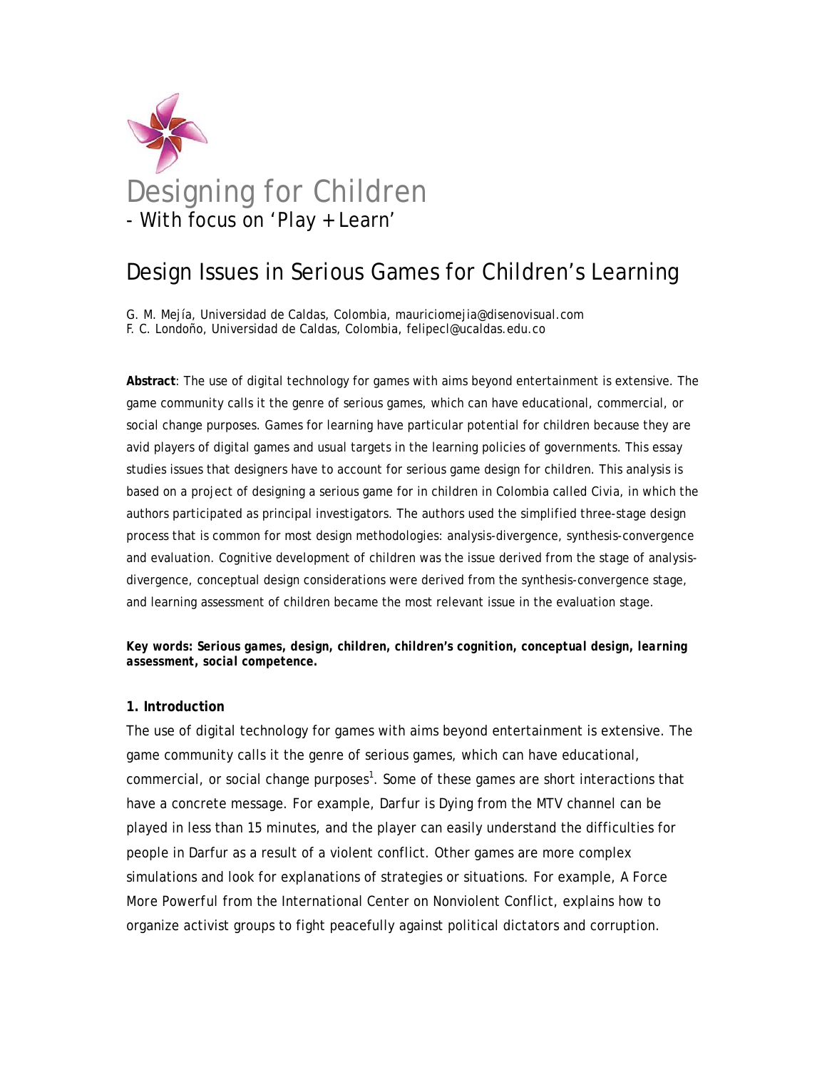# Designing for Children

- With focus on 'Play + Learn'

## Design Issues in Serious Games for Children's Learning

G. M. Mejía, Universidad de Caldas, Colombia, mauriciomejia@disenovisual.com
F. C. Londoño, Universidad de Caldas, Colombia, felipecl@ucaldas.edu.co

**Abstract**: The use of digital technology for games with aims beyond entertainment is extensive. The game community calls it the genre of serious games, which can have educational, commercial, or social change purposes. Games for learning have particular potential for children because they are avid players of digital games and usual targets in the learning policies of governments. This essay studies issues that designers have to account for serious game design for children. This analysis is based on a project of designing a serious game for in children in Colombia called Civia, in which the authors participated as principal investigators. The authors used the simplified three-stage design process that is common for most design methodologies: analysis-divergence, synthesis-convergence and evaluation. Cognitive development of children was the issue derived from the stage of analysis-divergence, conceptual design considerations were derived from the synthesis-convergence stage, and learning assessment of children became the most relevant issue in the evaluation stage.

***Key words: Serious games, design, children, children's cognition, conceptual design, learning assessment, social competence.***

### 1. Introduction

The use of digital technology for games with aims beyond entertainment is extensive. The game community calls it the genre of serious games, which can have educational, commercial, or social change purposes[1]. Some of these games are short interactions that have a concrete message. For example, Darfur is Dying from the MTV channel can be played in less than 15 minutes, and the player can easily understand the difficulties for people in Darfur as a result of a violent conflict. Other games are more complex simulations and look for explanations of strategies or situations. For example, A Force More Powerful from the International Center on Nonviolent Conflict, explains how to organize activist groups to fight peacefully against political dictators and corruption.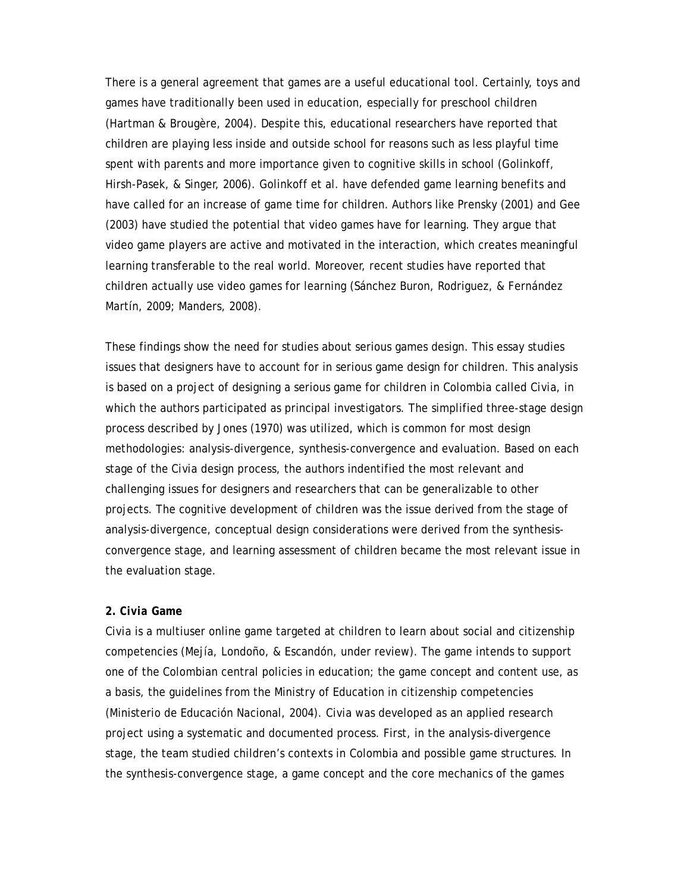There is a general agreement that games are a useful educational tool. Certainly, toys and games have traditionally been used in education, especially for preschool children (Hartman & Brougère, 2004). Despite this, educational researchers have reported that children are playing less inside and outside school for reasons such as less playful time spent with parents and more importance given to cognitive skills in school (Golinkoff, Hirsh-Pasek, & Singer, 2006). Golinkoff et al. have defended game learning benefits and have called for an increase of game time for children. Authors like Prensky (2001) and Gee (2003) have studied the potential that video games have for learning. They argue that video game players are active and motivated in the interaction, which creates meaningful learning transferable to the real world. Moreover, recent studies have reported that children actually use video games for learning (Sánchez Buron, Rodriguez, & Fernández Martín, 2009; Manders, 2008).

These findings show the need for studies about serious games design. This essay studies issues that designers have to account for in serious game design for children. This analysis is based on a project of designing a serious game for children in Colombia called Civia, in which the authors participated as principal investigators. The simplified three-stage design process described by Jones (1970) was utilized, which is common for most design methodologies: analysis-divergence, synthesis-convergence and evaluation. Based on each stage of the Civia design process, the authors indentified the most relevant and challenging issues for designers and researchers that can be generalizable to other projects. The cognitive development of children was the issue derived from the stage of analysis-divergence, conceptual design considerations were derived from the synthesis-convergence stage, and learning assessment of children became the most relevant issue in the evaluation stage.

## 2. Civia Game

Civia is a multiuser online game targeted at children to learn about social and citizenship competencies (Mejía, Londoño, & Escandón, under review). The game intends to support one of the Colombian central policies in education; the game concept and content use, as a basis, the guidelines from the Ministry of Education in citizenship competencies (Ministerio de Educación Nacional, 2004). Civia was developed as an applied research project using a systematic and documented process. First, in the analysis-divergence stage, the team studied children's contexts in Colombia and possible game structures. In the synthesis-convergence stage, a game concept and the core mechanics of the games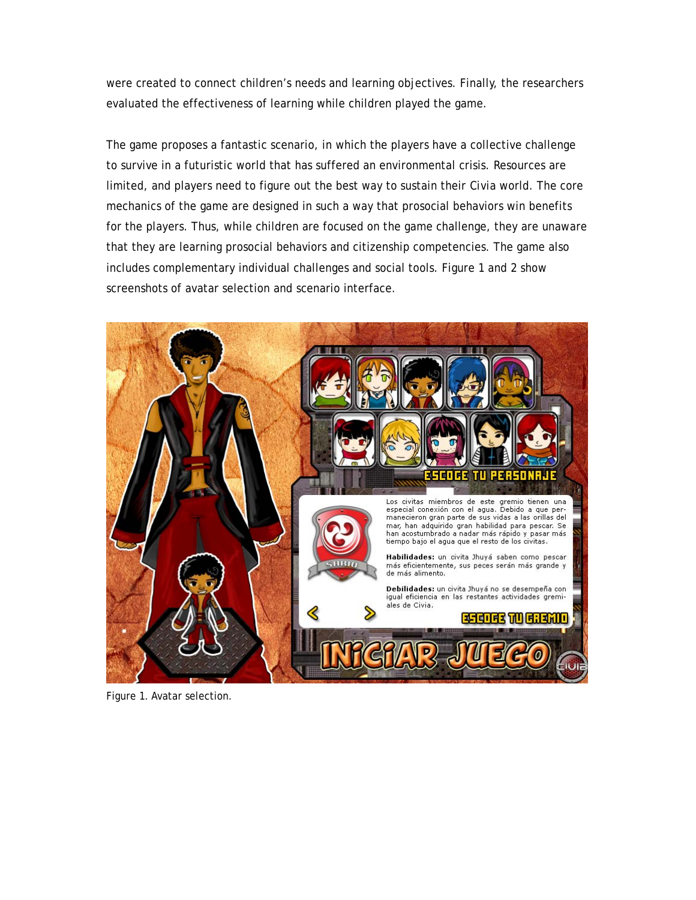were created to connect children's needs and learning objectives. Finally, the researchers evaluated the effectiveness of learning while children played the game.

The game proposes a fantastic scenario, in which the players have a collective challenge to survive in a futuristic world that has suffered an environmental crisis. Resources are limited, and players need to figure out the best way to sustain their Civia world. The core mechanics of the game are designed in such a way that prosocial behaviors win benefits for the players. Thus, while children are focused on the game challenge, they are unaware that they are learning prosocial behaviors and citizenship competencies. The game also includes complementary individual challenges and social tools. Figure 1 and 2 show screenshots of avatar selection and scenario interface.

Figure 1. Avatar selection.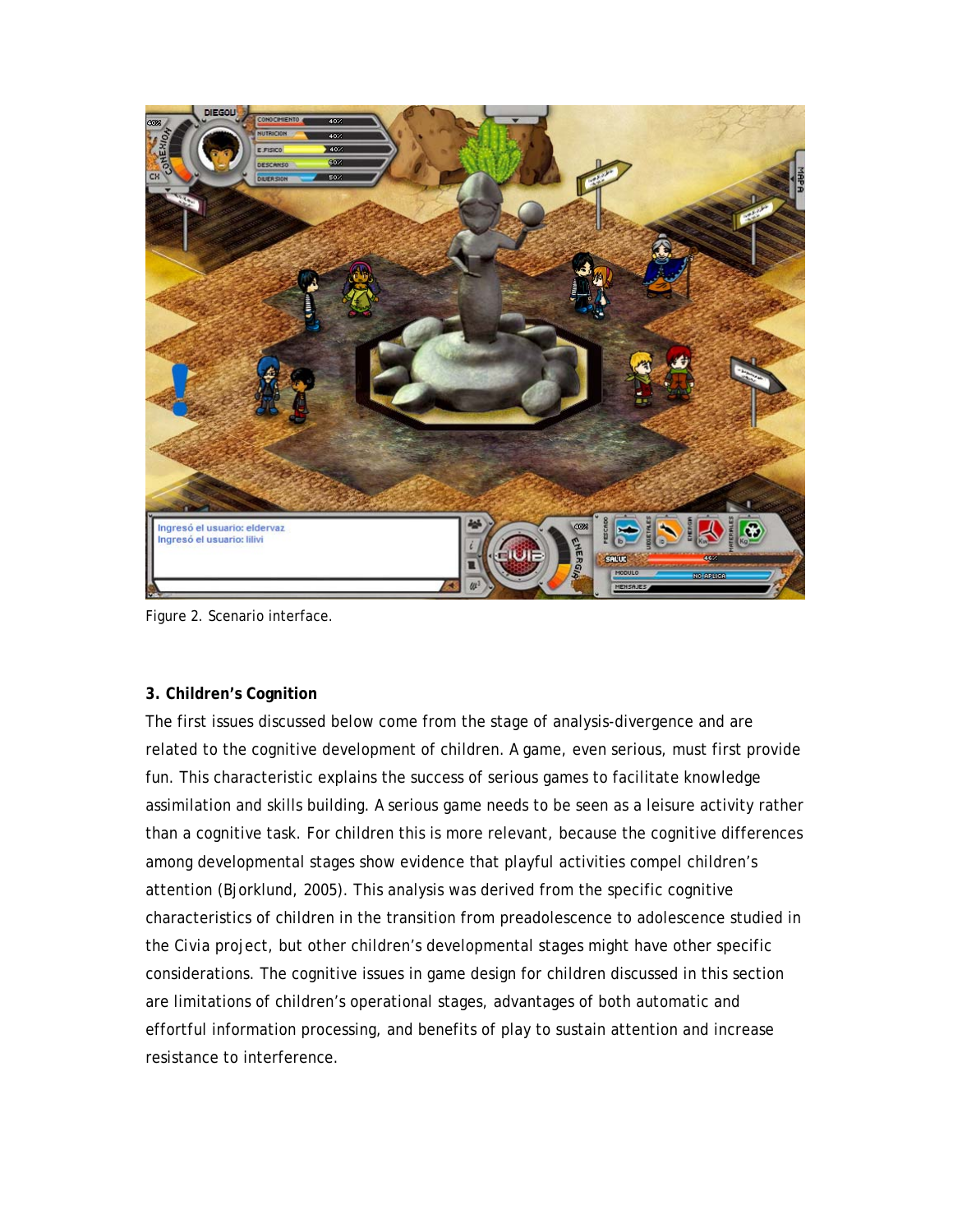Figure 2. Scenario interface.

### 3. Children's Cognition

The first issues discussed below come from the stage of analysis-divergence and are related to the cognitive development of children. A game, even serious, must first provide fun. This characteristic explains the success of serious games to facilitate knowledge assimilation and skills building. A serious game needs to be seen as a leisure activity rather than a cognitive task. For children this is more relevant, because the cognitive differences among developmental stages show evidence that playful activities compel children's attention (Bjorklund, 2005). This analysis was derived from the specific cognitive characteristics of children in the transition from preadolescence to adolescence studied in the Civia project, but other children's developmental stages might have other specific considerations. The cognitive issues in game design for children discussed in this section are limitations of children's operational stages, advantages of both automatic and effortful information processing, and benefits of play to sustain attention and increase resistance to interference.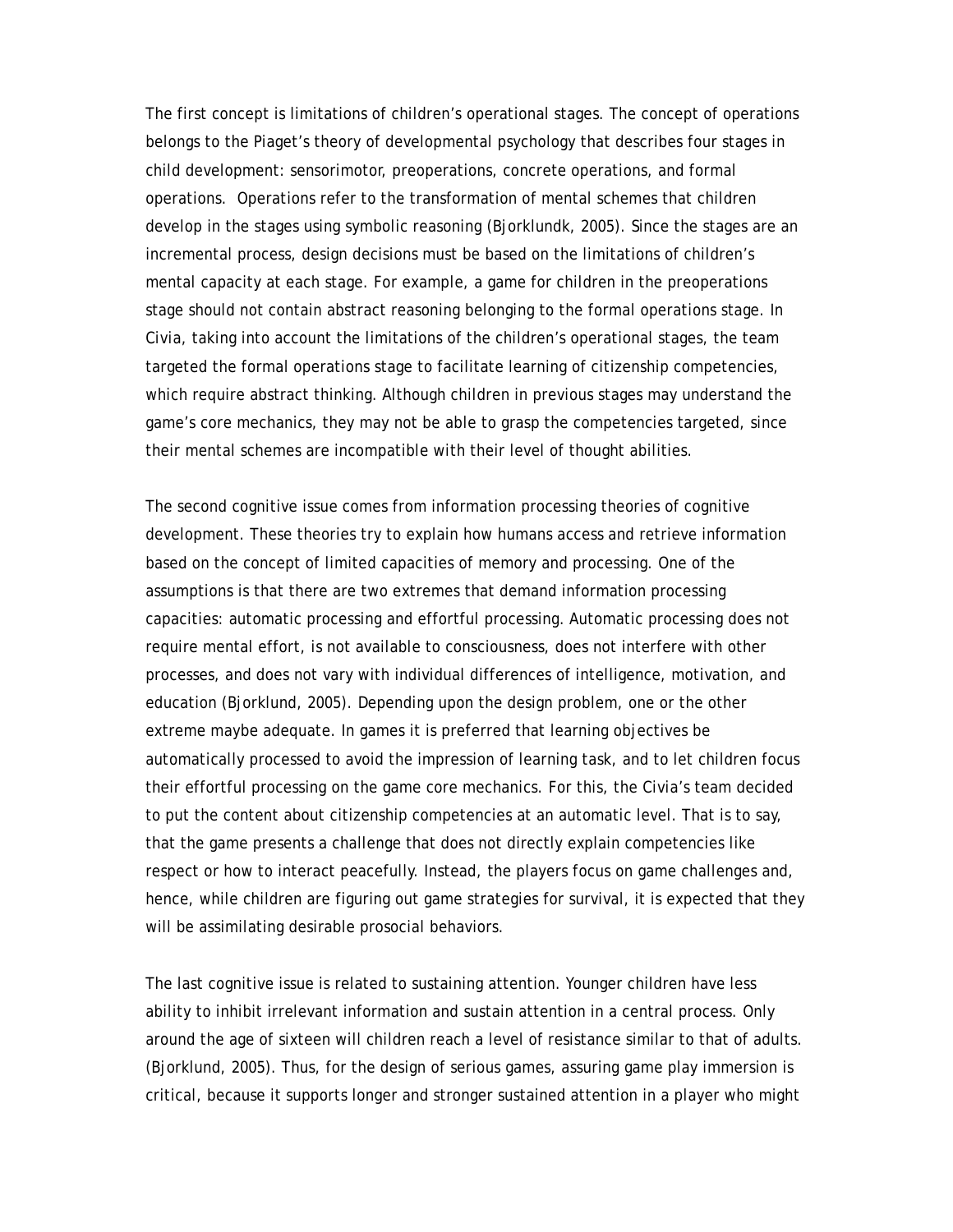The first concept is limitations of children's operational stages. The concept of operations belongs to the Piaget's theory of developmental psychology that describes four stages in child development: sensorimotor, preoperations, concrete operations, and formal operations. Operations refer to the transformation of mental schemes that children develop in the stages using symbolic reasoning (Bjorklundk, 2005). Since the stages are an incremental process, design decisions must be based on the limitations of children's mental capacity at each stage. For example, a game for children in the preoperations stage should not contain abstract reasoning belonging to the formal operations stage. In Civia, taking into account the limitations of the children's operational stages, the team targeted the formal operations stage to facilitate learning of citizenship competencies, which require abstract thinking. Although children in previous stages may understand the game's core mechanics, they may not be able to grasp the competencies targeted, since their mental schemes are incompatible with their level of thought abilities.

The second cognitive issue comes from information processing theories of cognitive development. These theories try to explain how humans access and retrieve information based on the concept of limited capacities of memory and processing. One of the assumptions is that there are two extremes that demand information processing capacities: automatic processing and effortful processing. Automatic processing does not require mental effort, is not available to consciousness, does not interfere with other processes, and does not vary with individual differences of intelligence, motivation, and education (Bjorklund, 2005). Depending upon the design problem, one or the other extreme maybe adequate. In games it is preferred that learning objectives be automatically processed to avoid the impression of learning task, and to let children focus their effortful processing on the game core mechanics. For this, the Civia's team decided to put the content about citizenship competencies at an automatic level. That is to say, that the game presents a challenge that does not directly explain competencies like respect or how to interact peacefully. Instead, the players focus on game challenges and, hence, while children are figuring out game strategies for survival, it is expected that they will be assimilating desirable prosocial behaviors.

The last cognitive issue is related to sustaining attention. Younger children have less ability to inhibit irrelevant information and sustain attention in a central process. Only around the age of sixteen will children reach a level of resistance similar to that of adults. (Bjorklund, 2005). Thus, for the design of serious games, assuring game play immersion is critical, because it supports longer and stronger sustained attention in a player who might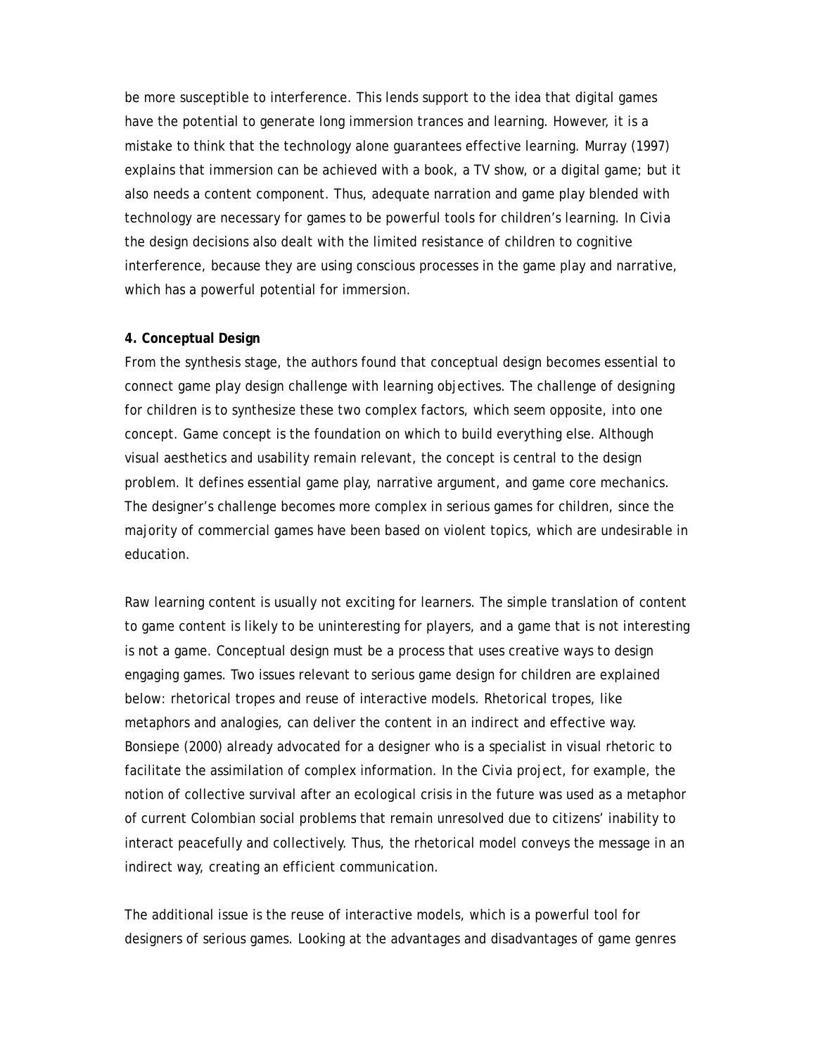be more susceptible to interference. This lends support to the idea that digital games have the potential to generate long immersion trances and learning. However, it is a mistake to think that the technology alone guarantees effective learning. Murray (1997) explains that immersion can be achieved with a book, a TV show, or a digital game; but it also needs a content component. Thus, adequate narration and game play blended with technology are necessary for games to be powerful tools for children's learning. In Civia the design decisions also dealt with the limited resistance of children to cognitive interference, because they are using conscious processes in the game play and narrative, which has a powerful potential for immersion.

**4. Conceptual Design**

From the synthesis stage, the authors found that conceptual design becomes essential to connect game play design challenge with learning objectives. The challenge of designing for children is to synthesize these two complex factors, which seem opposite, into one concept. Game concept is the foundation on which to build everything else. Although visual aesthetics and usability remain relevant, the concept is central to the design problem. It defines essential game play, narrative argument, and game core mechanics. The designer's challenge becomes more complex in serious games for children, since the majority of commercial games have been based on violent topics, which are undesirable in education.

Raw learning content is usually not exciting for learners. The simple translation of content to game content is likely to be uninteresting for players, and a game that is not interesting is not a game. Conceptual design must be a process that uses creative ways to design engaging games. Two issues relevant to serious game design for children are explained below: rhetorical tropes and reuse of interactive models. Rhetorical tropes, like metaphors and analogies, can deliver the content in an indirect and effective way. Bonsiepe (2000) already advocated for a designer who is a specialist in visual rhetoric to facilitate the assimilation of complex information. In the Civia project, for example, the notion of collective survival after an ecological crisis in the future was used as a metaphor of current Colombian social problems that remain unresolved due to citizens' inability to interact peacefully and collectively. Thus, the rhetorical model conveys the message in an indirect way, creating an efficient communication.

The additional issue is the reuse of interactive models, which is a powerful tool for designers of serious games. Looking at the advantages and disadvantages of game genres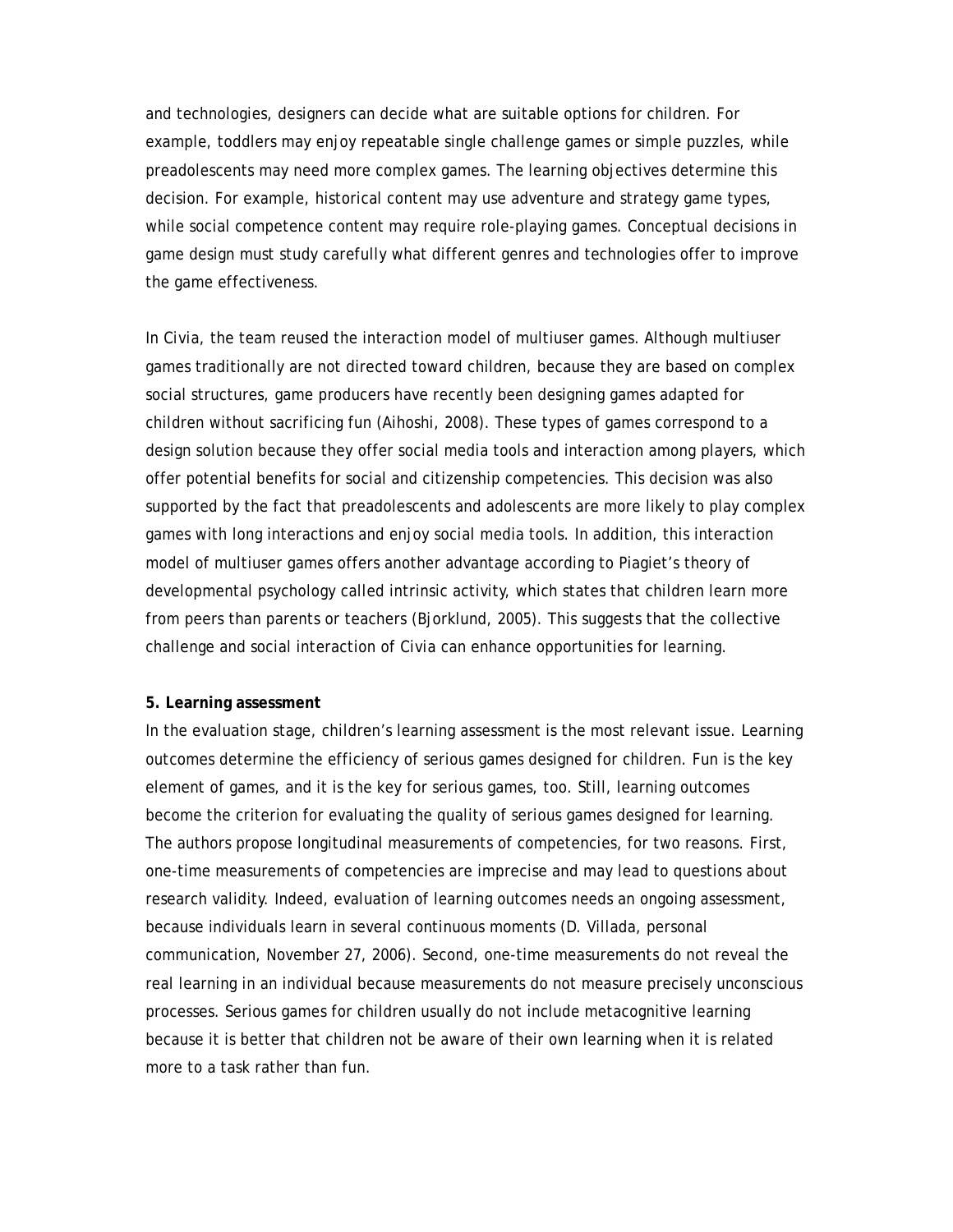and technologies, designers can decide what are suitable options for children. For example, toddlers may enjoy repeatable single challenge games or simple puzzles, while preadolescents may need more complex games. The learning objectives determine this decision. For example, historical content may use adventure and strategy game types, while social competence content may require role-playing games. Conceptual decisions in game design must study carefully what different genres and technologies offer to improve the game effectiveness.

In Civia, the team reused the interaction model of multiuser games. Although multiuser games traditionally are not directed toward children, because they are based on complex social structures, game producers have recently been designing games adapted for children without sacrificing fun (Aihoshi, 2008). These types of games correspond to a design solution because they offer social media tools and interaction among players, which offer potential benefits for social and citizenship competencies. This decision was also supported by the fact that preadolescents and adolescents are more likely to play complex games with long interactions and enjoy social media tools. In addition, this interaction model of multiuser games offers another advantage according to Piaget's theory of developmental psychology called intrinsic activity, which states that children learn more from peers than parents or teachers (Bjorklund, 2005). This suggests that the collective challenge and social interaction of Civia can enhance opportunities for learning.

**5. Learning assessment**

In the evaluation stage, children's learning assessment is the most relevant issue. Learning outcomes determine the efficiency of serious games designed for children. Fun is the key element of games, and it is the key for serious games, too. Still, learning outcomes become the criterion for evaluating the quality of serious games designed for learning. The authors propose longitudinal measurements of competencies, for two reasons. First, one-time measurements of competencies are imprecise and may lead to questions about research validity. Indeed, evaluation of learning outcomes needs an ongoing assessment, because individuals learn in several continuous moments (D. Villada, personal communication, November 27, 2006). Second, one-time measurements do not reveal the real learning in an individual because measurements do not measure precisely unconscious processes. Serious games for children usually do not include metacognitive learning because it is better that children not be aware of their own learning when it is related more to a task rather than fun.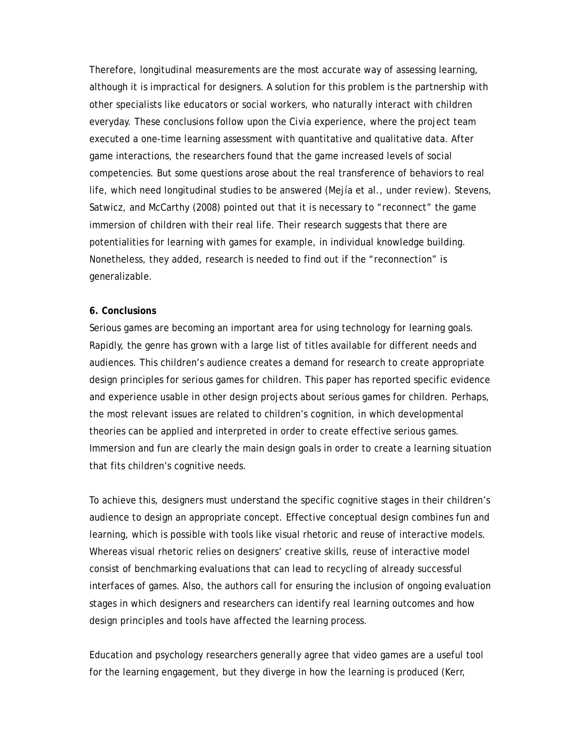Therefore, longitudinal measurements are the most accurate way of assessing learning, although it is impractical for designers. A solution for this problem is the partnership with other specialists like educators or social workers, who naturally interact with children everyday. These conclusions follow upon the Civia experience, where the project team executed a one-time learning assessment with quantitative and qualitative data. After game interactions, the researchers found that the game increased levels of social competencies. But some questions arose about the real transference of behaviors to real life, which need longitudinal studies to be answered (Mejía et al., under review). Stevens, Satwicz, and McCarthy (2008) pointed out that it is necessary to "reconnect" the game immersion of children with their real life. Their research suggests that there are potentialities for learning with games for example, in individual knowledge building. Nonetheless, they added, research is needed to find out if the "reconnection" is generalizable.

**6. Conclusions**

Serious games are becoming an important area for using technology for learning goals. Rapidly, the genre has grown with a large list of titles available for different needs and audiences. This children's audience creates a demand for research to create appropriate design principles for serious games for children. This paper has reported specific evidence and experience usable in other design projects about serious games for children. Perhaps, the most relevant issues are related to children's cognition, in which developmental theories can be applied and interpreted in order to create effective serious games. Immersion and fun are clearly the main design goals in order to create a learning situation that fits children's cognitive needs.

To achieve this, designers must understand the specific cognitive stages in their children's audience to design an appropriate concept. Effective conceptual design combines fun and learning, which is possible with tools like visual rhetoric and reuse of interactive models. Whereas visual rhetoric relies on designers' creative skills, reuse of interactive model consist of benchmarking evaluations that can lead to recycling of already successful interfaces of games. Also, the authors call for ensuring the inclusion of ongoing evaluation stages in which designers and researchers can identify real learning outcomes and how design principles and tools have affected the learning process.

Education and psychology researchers generally agree that video games are a useful tool for the learning engagement, but they diverge in how the learning is produced (Kerr,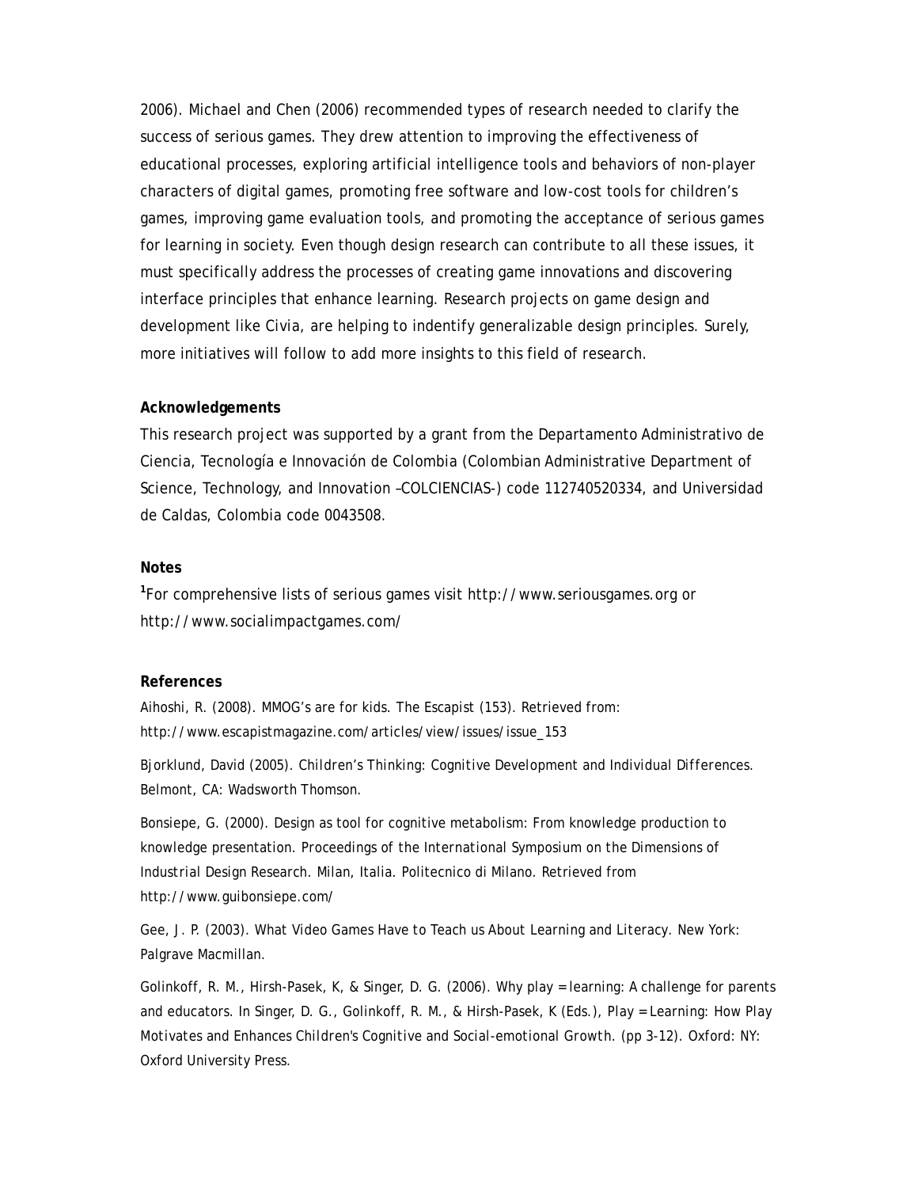2006). Michael and Chen (2006) recommended types of research needed to clarify the success of serious games. They drew attention to improving the effectiveness of educational processes, exploring artificial intelligence tools and behaviors of non-player characters of digital games, promoting free software and low-cost tools for children's games, improving game evaluation tools, and promoting the acceptance of serious games for learning in society. Even though design research can contribute to all these issues, it must specifically address the processes of creating game innovations and discovering interface principles that enhance learning. Research projects on game design and development like Civia, are helping to indentify generalizable design principles. Surely, more initiatives will follow to add more insights to this field of research.

**Acknowledgements**

This research project was supported by a grant from the Departamento Administrativo de Ciencia, Tecnología e Innovación de Colombia (Colombian Administrative Department of Science, Technology, and Innovation –COLCIENCIAS-) code 112740520334, and Universidad de Caldas, Colombia code 0043508.

**Notes**

[1]For comprehensive lists of serious games visit http://www.seriousgames.org or http://www.socialimpactgames.com/

**References**

Aihoshi, R. (2008). MMOG's are for kids. *The Escapist* (153). Retrieved from: http://www.escapistmagazine.com/articles/view/issues/issue_153

Bjorklund, David (2005). *Children's Thinking: Cognitive Development and Individual Differences.* Belmont, CA: Wadsworth Thomson.

Bonsiepe, G. (2000). Design as tool for cognitive metabolism: From knowledge production to knowledge presentation. *Proceedings of the International Symposium on the Dimensions of Industrial Design Research*. Milan, Italia. Politecnico di Milano. Retrieved from http://www.guibonsiepe.com/

Gee, J. P. (2003). *What Video Games Have to Teach us About Learning and Literacy.* New York: Palgrave Macmillan.

Golinkoff, R. M., Hirsh-Pasek, K, & Singer, D. G. (2006). Why play = learning: A challenge for parents and educators. In Singer, D. G., Golinkoff, R. M., & Hirsh-Pasek, K (Eds.), *Play = Learning: How Play Motivates and Enhances Children's Cognitive and Social-emotional Growth.* (pp 3-12). Oxford: NY: Oxford University Press.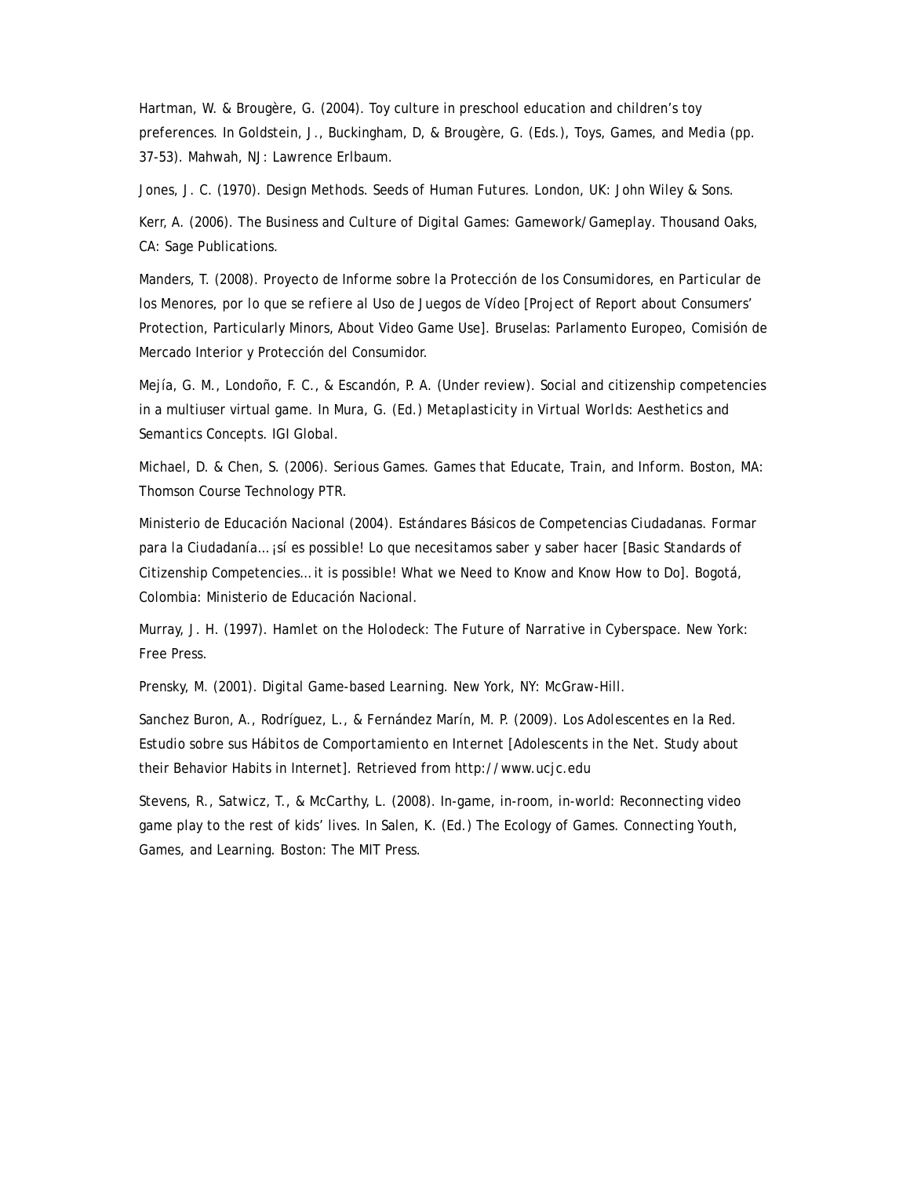Hartman, W. & Brougère, G. (2004). Toy culture in preschool education and children's toy preferences. In Goldstein, J., Buckingham, D, & Brougère, G. (Eds.), Toys, Games, and Media (pp. 37-53). Mahwah, NJ: Lawrence Erlbaum.

Jones, J. C. (1970). Design Methods. Seeds of Human Futures. London, UK: John Wiley & Sons.

Kerr, A. (2006). The Business and Culture of Digital Games: Gamework/Gameplay. Thousand Oaks, CA: Sage Publications.

Manders, T. (2008). Proyecto de Informe sobre la Protección de los Consumidores, en Particular de los Menores, por lo que se refiere al Uso de Juegos de Vídeo [Project of Report about Consumers' Protection, Particularly Minors, About Video Game Use]. Bruselas: Parlamento Europeo, Comisión de Mercado Interior y Protección del Consumidor.

Mejía, G. M., Londoño, F. C., & Escandón, P. A. (Under review). Social and citizenship competencies in a multiuser virtual game. In Mura, G. (Ed.) Metaplasticity in Virtual Worlds: Aesthetics and Semantics Concepts. IGI Global.

Michael, D. & Chen, S. (2006). Serious Games. Games that Educate, Train, and Inform. Boston, MA: Thomson Course Technology PTR.

Ministerio de Educación Nacional (2004). Estándares Básicos de Competencias Ciudadanas. Formar para la Ciudadanía… ¡sí es possible! Lo que necesitamos saber y saber hacer [Basic Standards of Citizenship Competencies… it is possible! What we Need to Know and Know How to Do]. Bogotá, Colombia: Ministerio de Educación Nacional.

Murray, J. H. (1997). Hamlet on the Holodeck: The Future of Narrative in Cyberspace. New York: Free Press.

Prensky, M. (2001). Digital Game-based Learning. New York, NY: McGraw-Hill.

Sanchez Buron, A., Rodríguez, L., & Fernández Marín, M. P. (2009). Los Adolescentes en la Red. Estudio sobre sus Hábitos de Comportamiento en Internet [Adolescents in the Net. Study about their Behavior Habits in Internet]. Retrieved from http://www.ucjc.edu

Stevens, R., Satwicz, T., & McCarthy, L. (2008). In-game, in-room, in-world: Reconnecting video game play to the rest of kids' lives. In Salen, K. (Ed.) The Ecology of Games. Connecting Youth, Games, and Learning. Boston: The MIT Press.